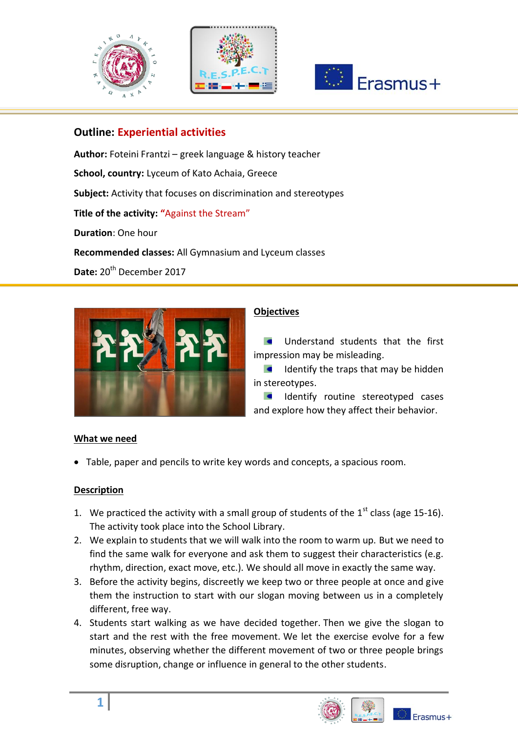**Outline: Experiential activities**

**Author:** Foteini Frantzi – greek language & history teacher

**School, country:** Lyceum of Kato Achaia, Greece

**Subject:** Activity that focuses on discrimination and stereotypes

**Title of the activity:** "Against the Stream"

**Duration**: One hour

**Recommended classes:** All Gymnasium and Lyceum classes

**Date:** 20th December 2017

## Objectives

- Understand students that the first impression may be misleading.
- Identify the traps that may be hidden in stereotypes.
- Identify routine stereotyped cases and explore how they affect their behavior.

## What we need

- Table, paper and pencils to write key words and concepts, a spacious room.

## Description

1. We practiced the activity with a small group of students of the 1st class (age 15-16). The activity took place into the School Library.
2. We explain to students that we will walk into the room to warm up. But we need to find the same walk for everyone and ask them to suggest their characteristics (e.g. rhythm, direction, exact move, etc.). We should all move in exactly the same way.
3. Before the activity begins, discreetly we keep two or three people at once and give them the instruction to start with our slogan moving between us in a completely different, free way.
4. Students start walking as we have decided together. Then we give the slogan to start and the rest with the free movement. We let the exercise evolve for a few minutes, observing whether the different movement of two or three people brings some disruption, change or influence in general to the other students.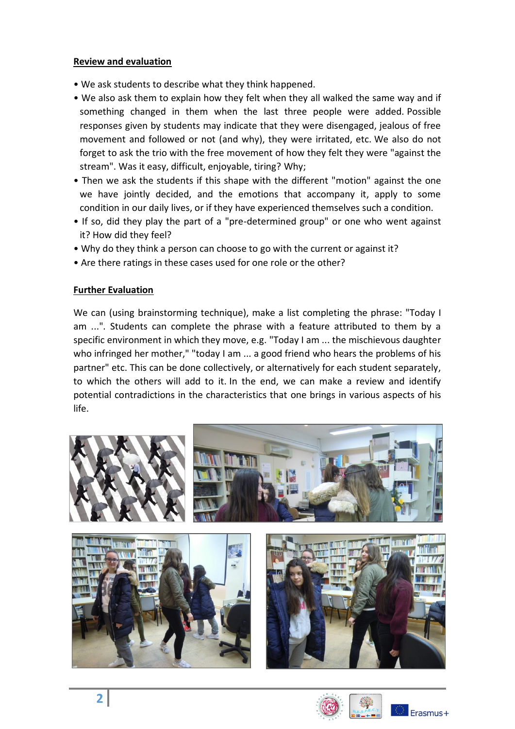**Review and evaluation**

- We ask students to describe what they think happened.
- We also ask them to explain how they felt when they all walked the same way and if something changed in them when the last three people were added. Possible responses given by students may indicate that they were disengaged, jealous of free movement and followed or not (and why), they were irritated, etc. We also do not forget to ask the trio with the free movement of how they felt they were "against the stream". Was it easy, difficult, enjoyable, tiring? Why;
- Then we ask the students if this shape with the different "motion" against the one we have jointly decided, and the emotions that accompany it, apply to some condition in our daily lives, or if they have experienced themselves such a condition.
- If so, did they play the part of a "pre-determined group" or one who went against it? How did they feel?
- Why do they think a person can choose to go with the current or against it?
- Are there ratings in these cases used for one role or the other?

**Further Evaluation**

We can (using brainstorming technique), make a list completing the phrase: "Today I am ...". Students can complete the phrase with a feature attributed to them by a specific environment in which they move, e.g. "Today I am ... the mischievous daughter who infringed her mother," "today I am ... a good friend who hears the problems of his partner" etc. This can be done collectively, or alternatively for each student separately, to which the others will add to it. In the end, we can make a review and identify potential contradictions in the characteristics that one brings in various aspects of his life.